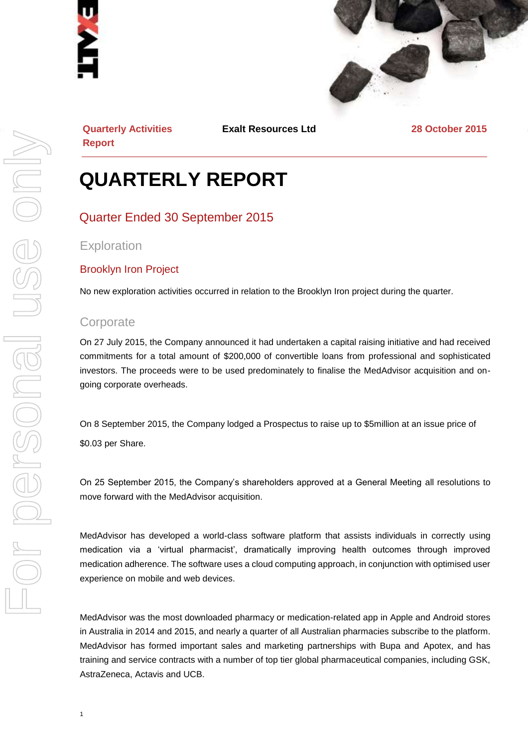Quarterly Activities Report | Exalt Resources Ltd | 28 October 2015

# QUARTERLY REPORT

## Quarter Ended 30 September 2015

### Exploration

#### Brooklyn Iron Project

No new exploration activities occurred in relation to the Brooklyn Iron project during the quarter.

### Corporate

On 27 July 2015, the Company announced it had undertaken a capital raising initiative and had received commitments for a total amount of $200,000 of convertible loans from professional and sophisticated investors. The proceeds were to be used predominately to finalise the MedAdvisor acquisition and on-going corporate overheads.

On 8 September 2015, the Company lodged a Prospectus to raise up to $5million at an issue price of $0.03 per Share.

On 25 September 2015, the Company's shareholders approved at a General Meeting all resolutions to move forward with the MedAdvisor acquisition.

MedAdvisor has developed a world-class software platform that assists individuals in correctly using medication via a 'virtual pharmacist', dramatically improving health outcomes through improved medication adherence. The software uses a cloud computing approach, in conjunction with optimised user experience on mobile and web devices.

MedAdvisor was the most downloaded pharmacy or medication-related app in Apple and Android stores in Australia in 2014 and 2015, and nearly a quarter of all Australian pharmacies subscribe to the platform. MedAdvisor has formed important sales and marketing partnerships with Bupa and Apotex, and has training and service contracts with a number of top tier global pharmaceutical companies, including GSK, AstraZeneca, Actavis and UCB.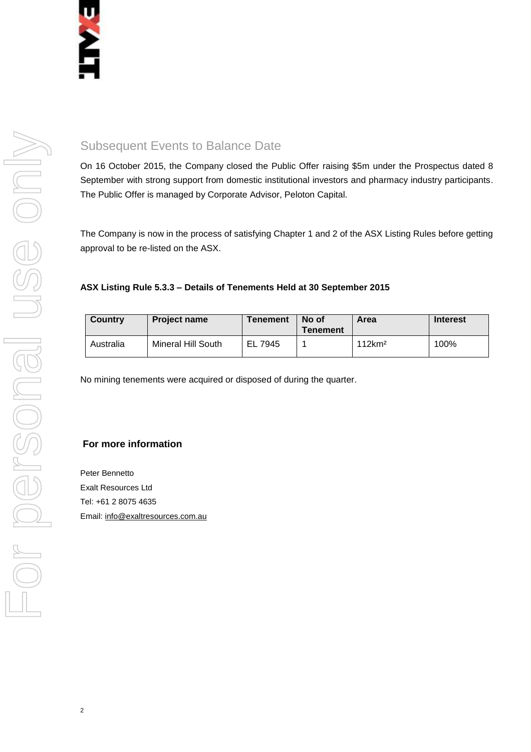## Subsequent Events to Balance Date

On 16 October 2015, the Company closed the Public Offer raising $5m under the Prospectus dated 8 September with strong support from domestic institutional investors and pharmacy industry participants. The Public Offer is managed by Corporate Advisor, Peloton Capital.

The Company is now in the process of satisfying Chapter 1 and 2 of the ASX Listing Rules before getting approval to be re-listed on the ASX.

**ASX Listing Rule 5.3.3 – Details of Tenements Held at 30 September 2015**

| Country | Project name | Tenement | No of Tenement | Area | Interest |
|---|---|---|---|---|---|
| Australia | Mineral Hill South | EL 7945 | 1 | 112km² | 100% |

No mining tenements were acquired or disposed of during the quarter.

**For more information**

Peter Bennetto
Exalt Resources Ltd
Tel: +61 2 8075 4635
Email: info@exaltresources.com.au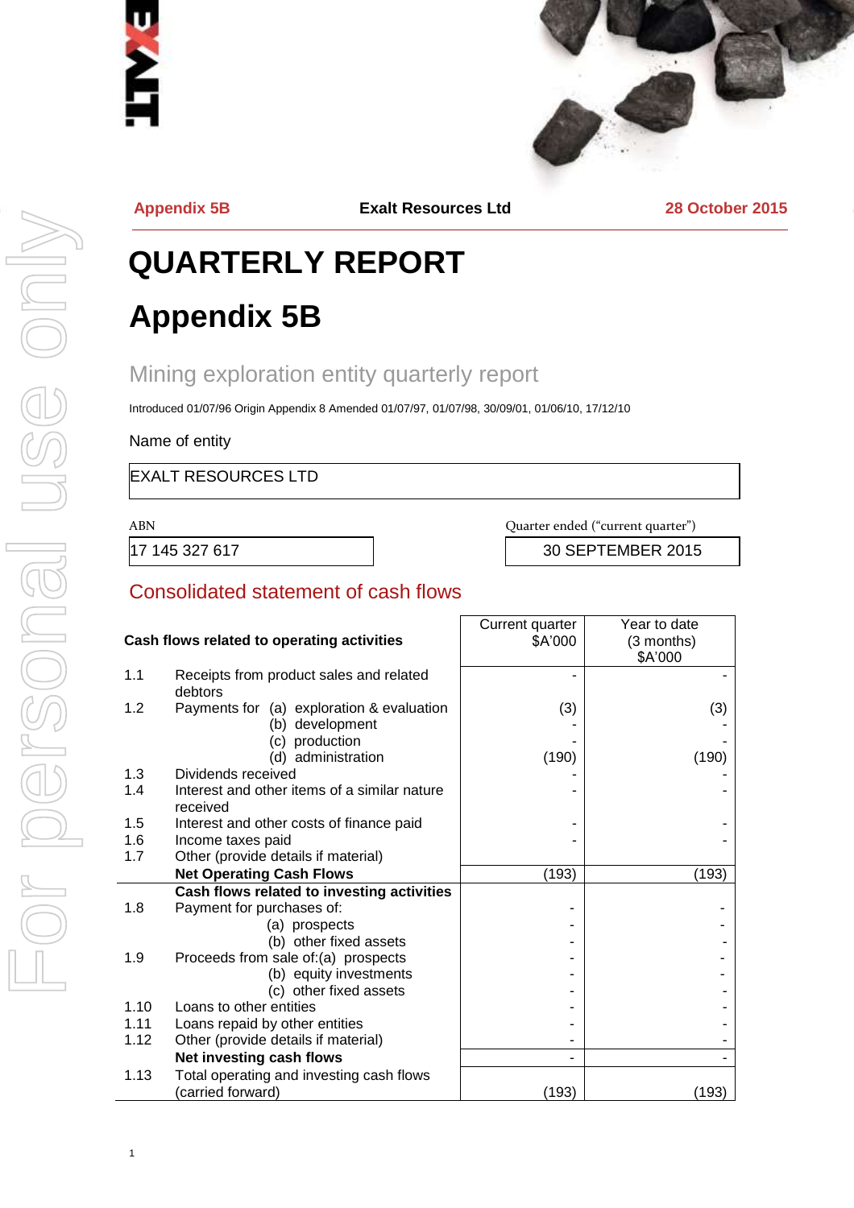Appendix 5B | Exalt Resources Ltd | 28 October 2015

# QUARTERLY REPORT

# Appendix 5B

## Mining exploration entity quarterly report

Introduced 01/07/96 Origin Appendix 8 Amended 01/07/97, 01/07/98, 30/09/01, 01/06/10, 17/12/10

Name of entity

| EXALT RESOURCES LTD |
|---|

| ABN | Quarter ended ("current quarter") |
|---|---|
| 17 145 327 617 | 30 SEPTEMBER 2015 |

## Consolidated statement of cash flows

| | **Cash flows related to operating activities** | Current quarter $A'000 | Year to date (3 months) $A'000 |
|---|---|---|---|
| 1.1 | Receipts from product sales and related debtors | - | - |
| 1.2 | Payments for (a) exploration & evaluation | (3) | (3) |
| | (b) development | - | - |
| | (c) production | - | - |
| | (d) administration | (190) | (190) |
| 1.3 | Dividends received | - | - |
| 1.4 | Interest and other items of a similar nature received | - | - |
| 1.5 | Interest and other costs of finance paid | - | - |
| 1.6 | Income taxes paid | - | - |
| 1.7 | Other (provide details if material) | | |
| | **Net Operating Cash Flows** | (193) | (193) |
| | **Cash flows related to investing activities** | | |
| 1.8 | Payment for purchases of: | | |
| | (a) prospects | - | - |
| | (b) other fixed assets | - | - |
| 1.9 | Proceeds from sale of: (a) prospects | - | - |
| | (b) equity investments | - | - |
| | (c) other fixed assets | - | - |
| 1.10 | Loans to other entities | - | - |
| 1.11 | Loans repaid by other entities | - | - |
| 1.12 | Other (provide details if material) | - | - |
| | **Net investing cash flows** | - | - |
| 1.13 | Total operating and investing cash flows (carried forward) | (193) | (193) |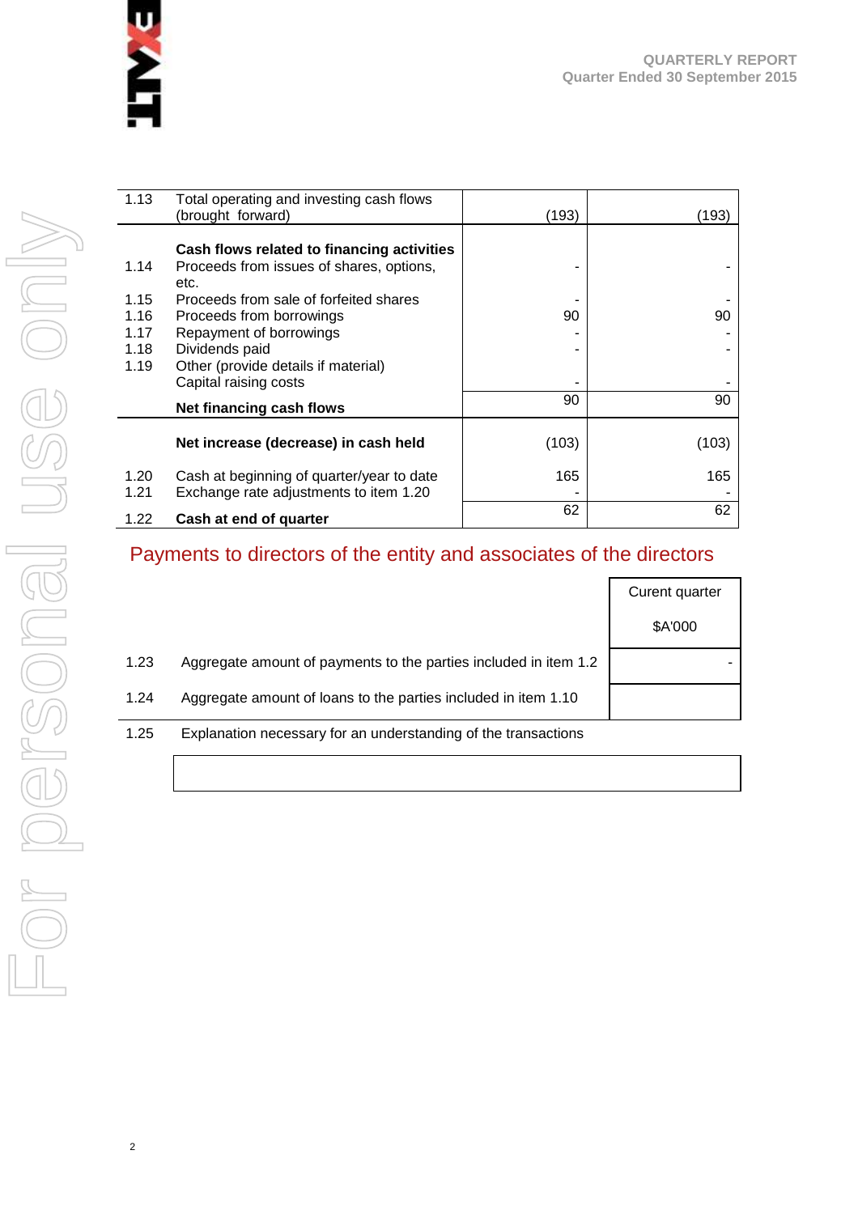| | | | |
|---|---|---|---|
| 1.13 | Total operating and investing cash flows (brought forward) | (193) | (193) |
| | **Cash flows related to financing activities** | | |
| 1.14 | Proceeds from issues of shares, options, etc. | - | - |
| 1.15 | Proceeds from sale of forfeited shares | - | - |
| 1.16 | Proceeds from borrowings | 90 | 90 |
| 1.17 | Repayment of borrowings | - | - |
| 1.18 | Dividends paid | - | - |
| 1.19 | Other (provide details if material) Capital raising costs | - | - |
| | **Net financing cash flows** | 90 | 90 |
| | **Net increase (decrease) in cash held** | (103) | (103) |
| 1.20 | Cash at beginning of quarter/year to date | 165 | 165 |
| 1.21 | Exchange rate adjustments to item 1.20 | - | - |
| 1.22 | **Cash at end of quarter** | 62 | 62 |

## Payments to directors of the entity and associates of the directors

| | | Curent quarter $A'000 |
|---|---|---|
| 1.23 | Aggregate amount of payments to the parties included in item 1.2 | - |
| 1.24 | Aggregate amount of loans to the parties included in item 1.10 | |

1.25 Explanation necessary for an understanding of the transactions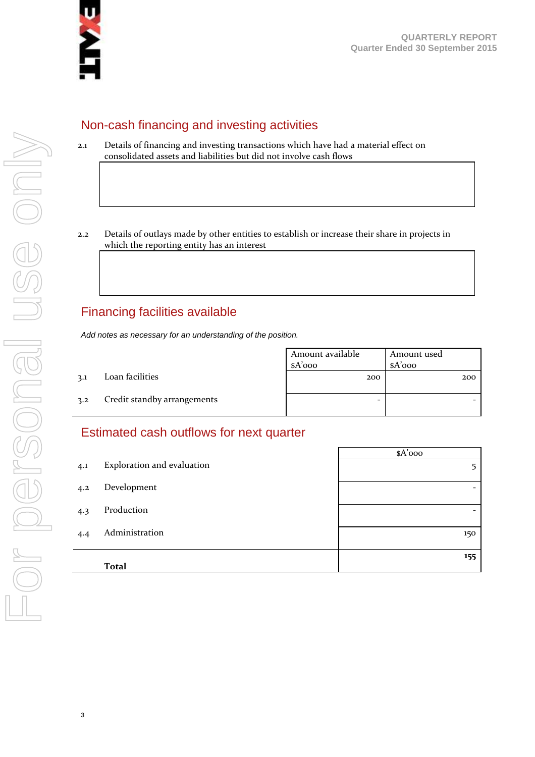## Non-cash financing and investing activities

2.1 Details of financing and investing transactions which have had a material effect on consolidated assets and liabilities but did not involve cash flows

| |
|---|
| |

2.2 Details of outlays made by other entities to establish or increase their share in projects in which the reporting entity has an interest

| |
|---|
| |

## Financing facilities available

*Add notes as necessary for an understanding of the position.*

| | | Amount available $A'000 | Amount used $A'000 |
|---|---|---|---|
| 3.1 | Loan facilities | 200 | 200 |
| 3.2 | Credit standby arrangements | - | - |

## Estimated cash outflows for next quarter

| | | $A'000 |
|---|---|---|
| 4.1 | Exploration and evaluation | 5 |
| 4.2 | Development | - |
| 4.3 | Production | - |
| 4.4 | Administration | 150 |
| | **Total** | **155** |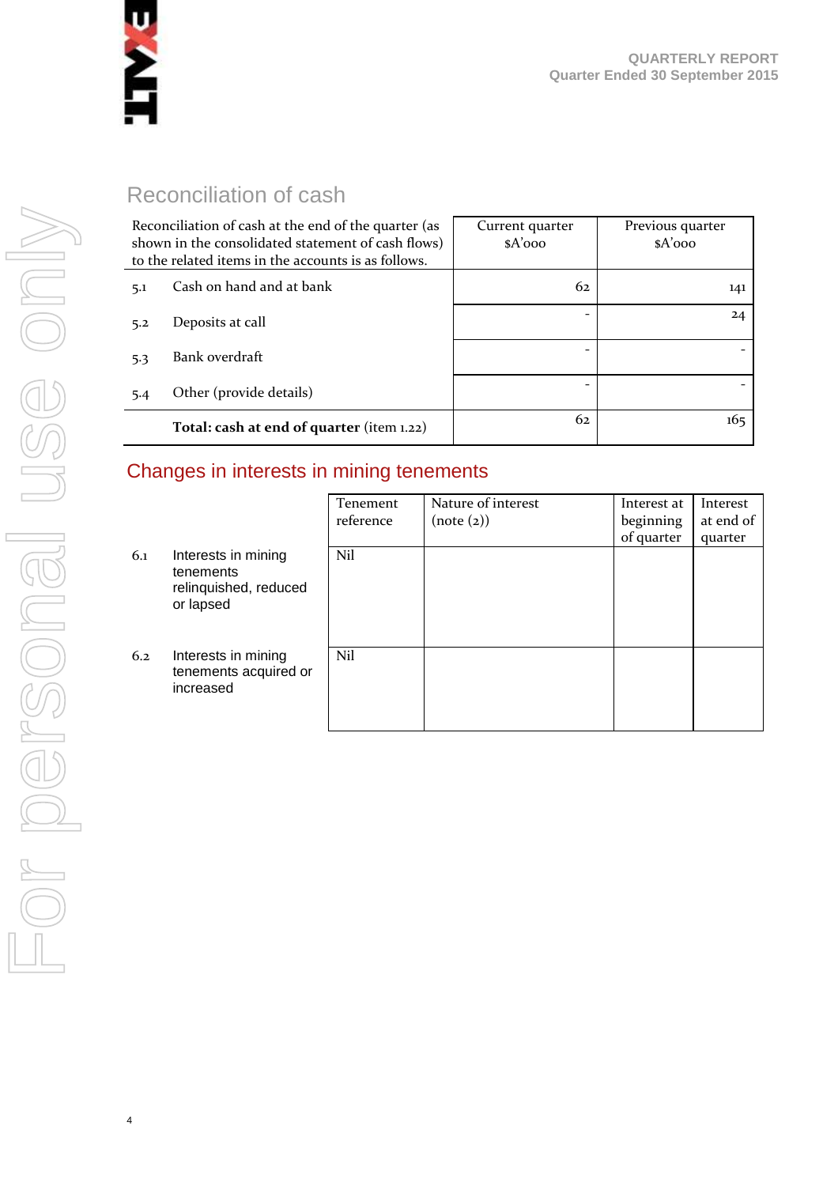## Reconciliation of cash

| Reconciliation of cash at the end of the quarter (as shown in the consolidated statement of cash flows) to the related items in the accounts is as follows. | Current quarter $A'000 | Previous quarter $A'000 |
|---|---|---|
| 5.1 Cash on hand and at bank | 62 | 141 |
| 5.2 Deposits at call | - | 24 |
| 5.3 Bank overdraft | - | - |
| 5.4 Other (provide details) | - | - |
| **Total: cash at end of quarter** (item 1.22) | 62 | 165 |

## Changes in interests in mining tenements

| | | Tenement reference | Nature of interest (note (2)) | Interest at beginning of quarter | Interest at end of quarter |
|---|---|---|---|---|---|
| 6.1 | Interests in mining tenements relinquished, reduced or lapsed | Nil | | | |
| 6.2 | Interests in mining tenements acquired or increased | Nil | | | |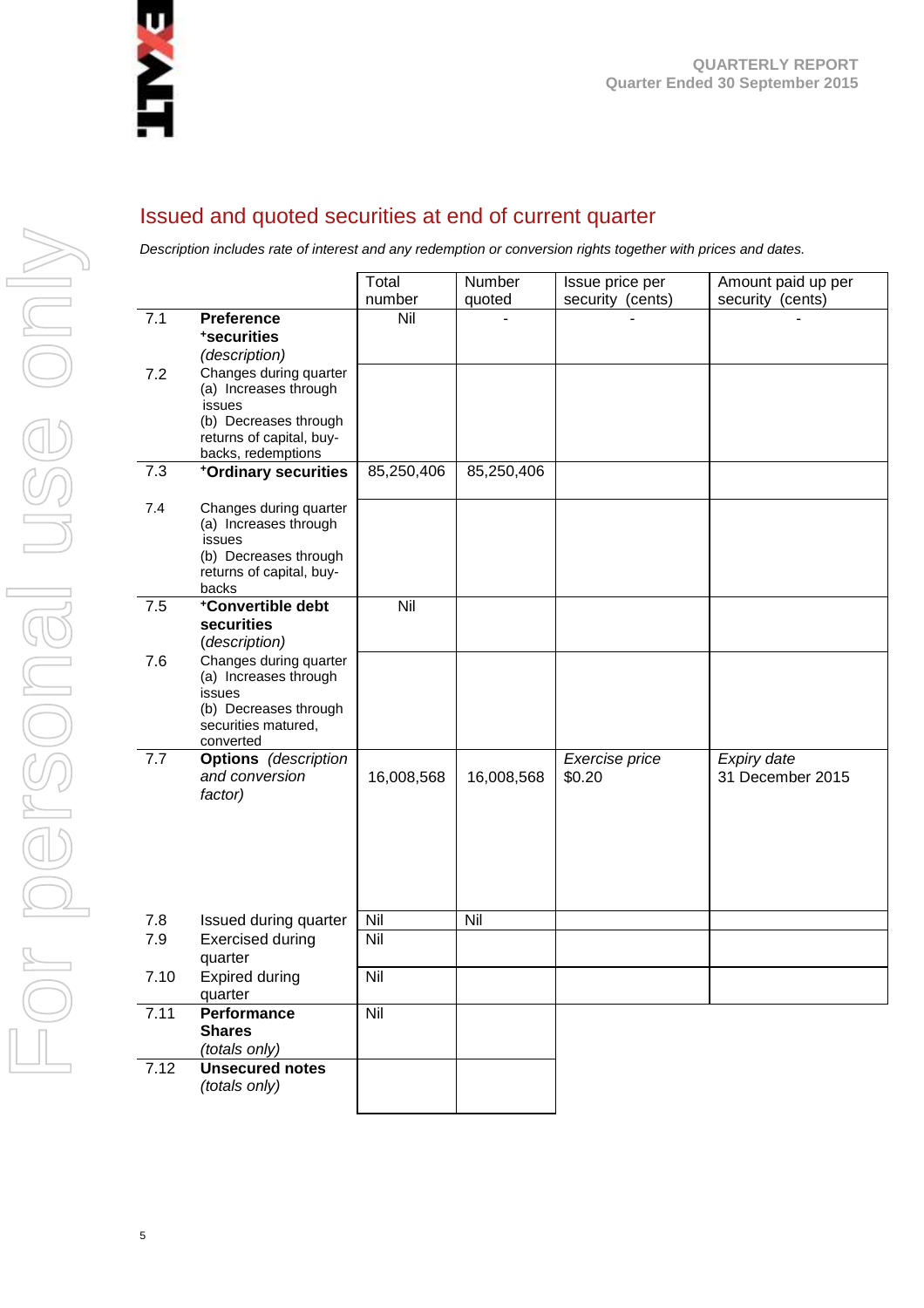## Issued and quoted securities at end of current quarter

*Description includes rate of interest and any redemption or conversion rights together with prices and dates.*

| | | Total number | Number quoted | Issue price per security (cents) | Amount paid up per security (cents) |
|---|---|---|---|---|---|
| 7.1 | **Preference +securities** *(description)* | Nil | - | - | - |
| 7.2 | Changes during quarter (a) Increases through issues (b) Decreases through returns of capital, buy-backs, redemptions | | | | |
| 7.3 | **+Ordinary securities** | 85,250,406 | 85,250,406 | | |
| 7.4 | Changes during quarter (a) Increases through issues (b) Decreases through returns of capital, buy-backs | | | | |
| 7.5 | **+Convertible debt securities** (*description*) | Nil | | | |
| 7.6 | Changes during quarter (a) Increases through issues (b) Decreases through securities matured, converted | | | | |
| 7.7 | **Options** *(description and conversion factor)* | 16,008,568 | 16,008,568 | *Exercise price* $0.20 | *Expiry date* 31 December 2015 |
| 7.8 | Issued during quarter | Nil | Nil | | |
| 7.9 | Exercised during quarter | Nil | | | |
| 7.10 | Expired during quarter | Nil | | | |
| 7.11 | **Performance Shares** *(totals only)* | Nil | | | |
| 7.12 | **Unsecured notes** *(totals only)* | | | | |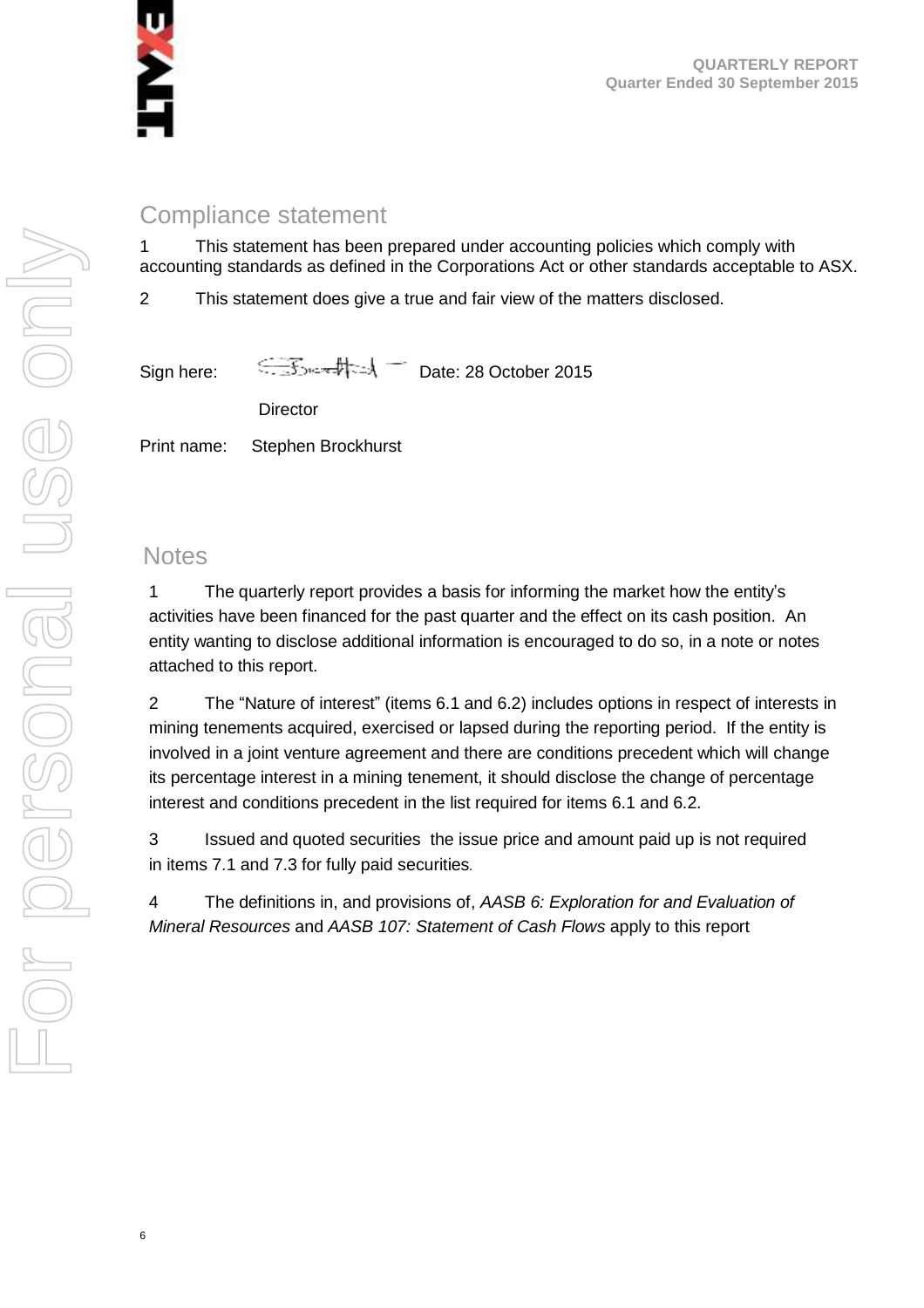## Compliance statement

1 This statement has been prepared under accounting policies which comply with accounting standards as defined in the Corporations Act or other standards acceptable to ASX.

2 This statement does give a true and fair view of the matters disclosed.

Sign here: Date: 28 October 2015

Director

Print name: Stephen Brockhurst

## Notes

1 The quarterly report provides a basis for informing the market how the entity's activities have been financed for the past quarter and the effect on its cash position. An entity wanting to disclose additional information is encouraged to do so, in a note or notes attached to this report.

2 The "Nature of interest" (items 6.1 and 6.2) includes options in respect of interests in mining tenements acquired, exercised or lapsed during the reporting period. If the entity is involved in a joint venture agreement and there are conditions precedent which will change its percentage interest in a mining tenement, it should disclose the change of percentage interest and conditions precedent in the list required for items 6.1 and 6.2.

3 Issued and quoted securities the issue price and amount paid up is not required in items 7.1 and 7.3 for fully paid securities.

4 The definitions in, and provisions of, *AASB 6: Exploration for and Evaluation of Mineral Resources* and *AASB 107: Statement of Cash Flows* apply to this report